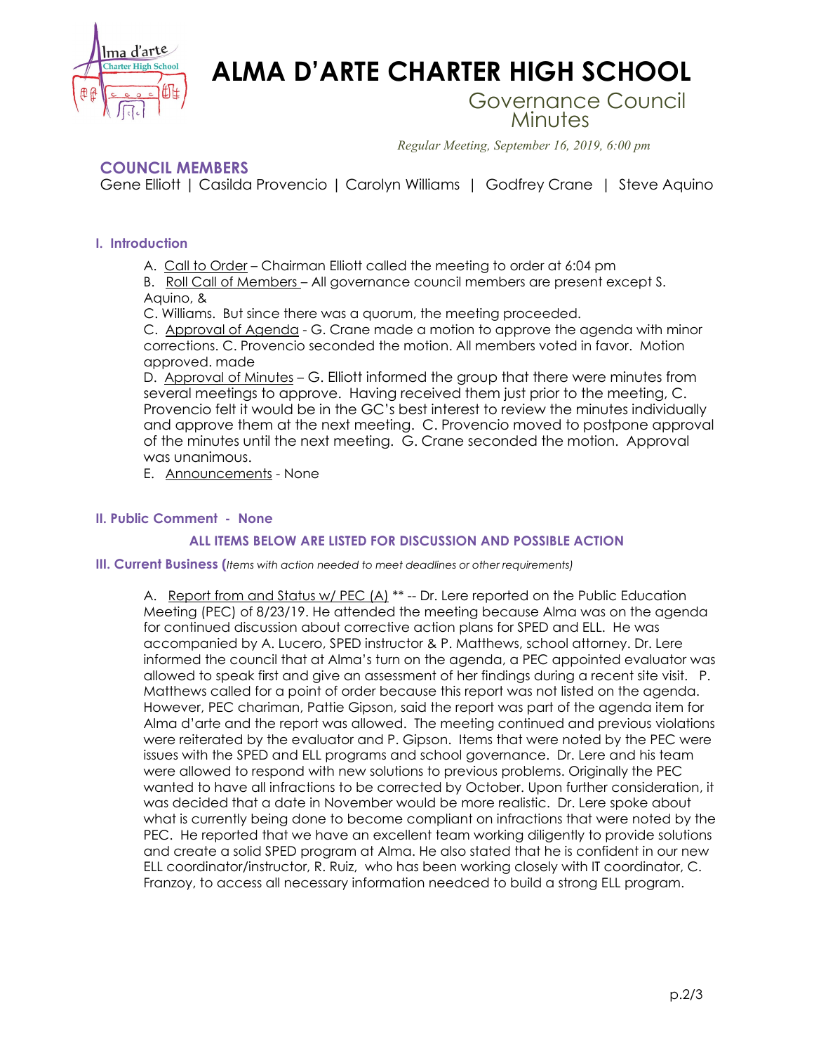# ALMA D'ARTE CHARTER HIGH SCHOOL

## Governance Council Minutes

*Regular Meeting, September 16, 2019, 6:00 pm*

### COUNCIL MEMBERS

Gene Elliott | Casilda Provencio | Carolyn Williams | Godfrey Crane | Steve Aquino

### I. Introduction

A. Call to Order – Chairman Elliott called the meeting to order at 6:04 pm

B. Roll Call of Members – All governance council members are present except S. Aquino, &
C. Williams. But since there was a quorum, the meeting proceeded.

C. Approval of Agenda - G. Crane made a motion to approve the agenda with minor corrections. C. Provencio seconded the motion. All members voted in favor. Motion approved. made

D. Approval of Minutes – G. Elliott informed the group that there were minutes from several meetings to approve. Having received them just prior to the meeting, C. Provencio felt it would be in the GC's best interest to review the minutes individually and approve them at the next meeting. C. Provencio moved to postpone approval of the minutes until the next meeting. G. Crane seconded the motion. Approval was unanimous.

E. Announcements - None

### II. Public Comment - None

**ALL ITEMS BELOW ARE LISTED FOR DISCUSSION AND POSSIBLE ACTION**

### III. Current Business (*Items with action needed to meet deadlines or other requirements*)

A. Report from and Status w/ PEC (A) ** -- Dr. Lere reported on the Public Education Meeting (PEC) of 8/23/19. He attended the meeting because Alma was on the agenda for continued discussion about corrective action plans for SPED and ELL. He was accompanied by A. Lucero, SPED instructor & P. Matthews, school attorney. Dr. Lere informed the council that at Alma's turn on the agenda, a PEC appointed evaluator was allowed to speak first and give an assessment of her findings during a recent site visit. P. Matthews called for a point of order because this report was not listed on the agenda. However, PEC chariman, Pattie Gipson, said the report was part of the agenda item for Alma d'arte and the report was allowed. The meeting continued and previous violations were reiterated by the evaluator and P. Gipson. Items that were noted by the PEC were issues with the SPED and ELL programs and school governance. Dr. Lere and his team were allowed to respond with new solutions to previous problems. Originally the PEC wanted to have all infractions to be corrected by October. Upon further consideration, it was decided that a date in November would be more realistic. Dr. Lere spoke about what is currently being done to become compliant on infractions that were noted by the PEC. He reported that we have an excellent team working diligently to provide solutions and create a solid SPED program at Alma. He also stated that he is confident in our new ELL coordinator/instructor, R. Ruiz, who has been working closely with IT coordinator, C. Franzoy, to access all necessary information needced to build a strong ELL program.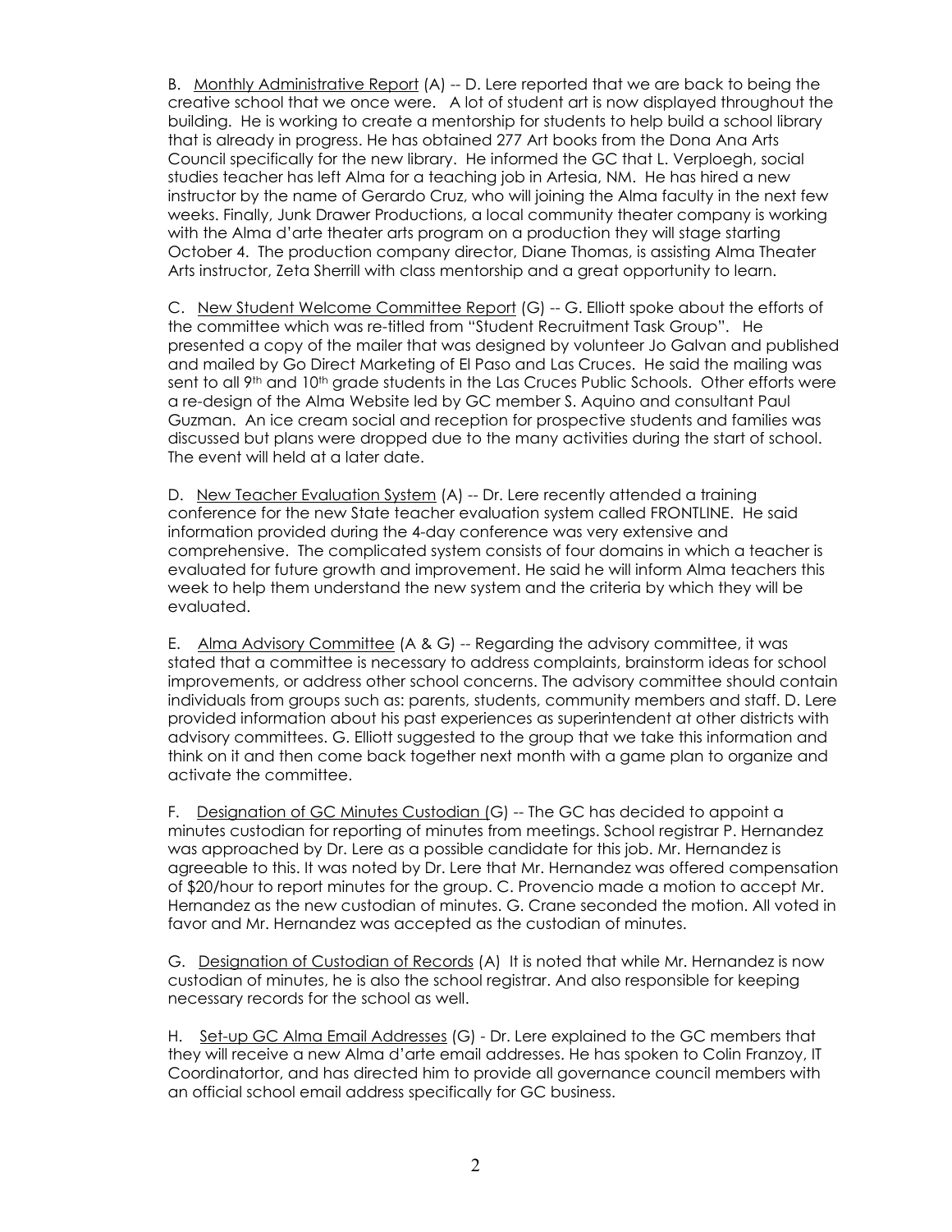B. Monthly Administrative Report (A) -- D. Lere reported that we are back to being the creative school that we once were. A lot of student art is now displayed throughout the building. He is working to create a mentorship for students to help build a school library that is already in progress. He has obtained 277 Art books from the Dona Ana Arts Council specifically for the new library. He informed the GC that L. Verploegh, social studies teacher has left Alma for a teaching job in Artesia, NM. He has hired a new instructor by the name of Gerardo Cruz, who will joining the Alma faculty in the next few weeks. Finally, Junk Drawer Productions, a local community theater company is working with the Alma d'arte theater arts program on a production they will stage starting October 4. The production company director, Diane Thomas, is assisting Alma Theater Arts instructor, Zeta Sherrill with class mentorship and a great opportunity to learn.

C. New Student Welcome Committee Report (G) -- G. Elliott spoke about the efforts of the committee which was re-titled from "Student Recruitment Task Group". He presented a copy of the mailer that was designed by volunteer Jo Galvan and published and mailed by Go Direct Marketing of El Paso and Las Cruces. He said the mailing was sent to all 9th and 10th grade students in the Las Cruces Public Schools. Other efforts were a re-design of the Alma Website led by GC member S. Aquino and consultant Paul Guzman. An ice cream social and reception for prospective students and families was discussed but plans were dropped due to the many activities during the start of school. The event will held at a later date.

D. New Teacher Evaluation System (A) -- Dr. Lere recently attended a training conference for the new State teacher evaluation system called FRONTLINE. He said information provided during the 4-day conference was very extensive and comprehensive. The complicated system consists of four domains in which a teacher is evaluated for future growth and improvement. He said he will inform Alma teachers this week to help them understand the new system and the criteria by which they will be evaluated.

E. Alma Advisory Committee (A & G) -- Regarding the advisory committee, it was stated that a committee is necessary to address complaints, brainstorm ideas for school improvements, or address other school concerns. The advisory committee should contain individuals from groups such as: parents, students, community members and staff. D. Lere provided information about his past experiences as superintendent at other districts with advisory committees. G. Elliott suggested to the group that we take this information and think on it and then come back together next month with a game plan to organize and activate the committee.

F. Designation of GC Minutes Custodian (G) -- The GC has decided to appoint a minutes custodian for reporting of minutes from meetings. School registrar P. Hernandez was approached by Dr. Lere as a possible candidate for this job. Mr. Hernandez is agreeable to this. It was noted by Dr. Lere that Mr. Hernandez was offered compensation of $20/hour to report minutes for the group. C. Provencio made a motion to accept Mr. Hernandez as the new custodian of minutes. G. Crane seconded the motion. All voted in favor and Mr. Hernandez was accepted as the custodian of minutes.

G. Designation of Custodian of Records (A) It is noted that while Mr. Hernandez is now custodian of minutes, he is also the school registrar. And also responsible for keeping necessary records for the school as well.

H. Set-up GC Alma Email Addresses (G) - Dr. Lere explained to the GC members that they will receive a new Alma d'arte email addresses. He has spoken to Colin Franzoy, IT Coordinatortor, and has directed him to provide all governance council members with an official school email address specifically for GC business.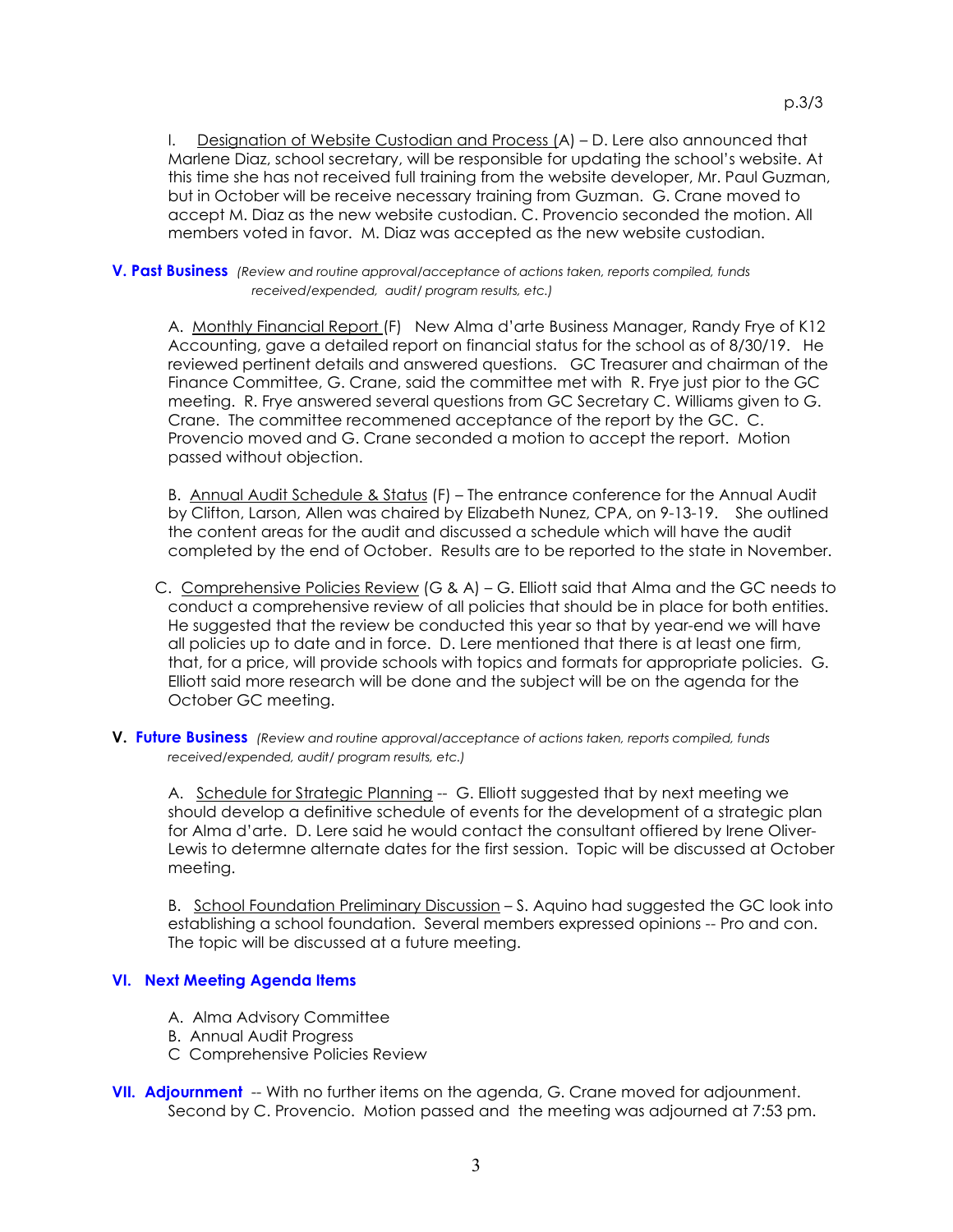I. Designation of Website Custodian and Process (A) – D. Lere also announced that Marlene Diaz, school secretary, will be responsible for updating the school's website. At this time she has not received full training from the website developer, Mr. Paul Guzman, but in October will be receive necessary training from Guzman. G. Crane moved to accept M. Diaz as the new website custodian. C. Provencio seconded the motion. All members voted in favor. M. Diaz was accepted as the new website custodian.

## V. Past Business *(Review and routine approval/acceptance of actions taken, reports compiled, funds received/expended, audit/ program results, etc.)*

A. Monthly Financial Report (F) New Alma d'arte Business Manager, Randy Frye of K12 Accounting, gave a detailed report on financial status for the school as of 8/30/19. He reviewed pertinent details and answered questions. GC Treasurer and chairman of the Finance Committee, G. Crane, said the committee met with R. Frye just pior to the GC meeting. R. Frye answered several questions from GC Secretary C. Williams given to G. Crane. The committee recommened acceptance of the report by the GC. C. Provencio moved and G. Crane seconded a motion to accept the report. Motion passed without objection.

B. Annual Audit Schedule & Status (F) – The entrance conference for the Annual Audit by Clifton, Larson, Allen was chaired by Elizabeth Nunez, CPA, on 9-13-19. She outlined the content areas for the audit and discussed a schedule which will have the audit completed by the end of October. Results are to be reported to the state in November.

C. Comprehensive Policies Review (G & A) – G. Elliott said that Alma and the GC needs to conduct a comprehensive review of all policies that should be in place for both entities. He suggested that the review be conducted this year so that by year-end we will have all policies up to date and in force. D. Lere mentioned that there is at least one firm, that, for a price, will provide schools with topics and formats for appropriate policies. G. Elliott said more research will be done and the subject will be on the agenda for the October GC meeting.

## V. Future Business *(Review and routine approval/acceptance of actions taken, reports compiled, funds received/expended, audit/ program results, etc.)*

A. Schedule for Strategic Planning -- G. Elliott suggested that by next meeting we should develop a definitive schedule of events for the development of a strategic plan for Alma d'arte. D. Lere said he would contact the consultant offiered by Irene Oliver-Lewis to determne alternate dates for the first session. Topic will be discussed at October meeting.

B. School Foundation Preliminary Discussion – S. Aquino had suggested the GC look into establishing a school foundation. Several members expressed opinions -- Pro and con. The topic will be discussed at a future meeting.

## VI. Next Meeting Agenda Items

A. Alma Advisory Committee
B. Annual Audit Progress
C Comprehensive Policies Review

## VII. Adjournment

-- With no further items on the agenda, G. Crane moved for adjounment. Second by C. Provencio. Motion passed and the meeting was adjourned at 7:53 pm.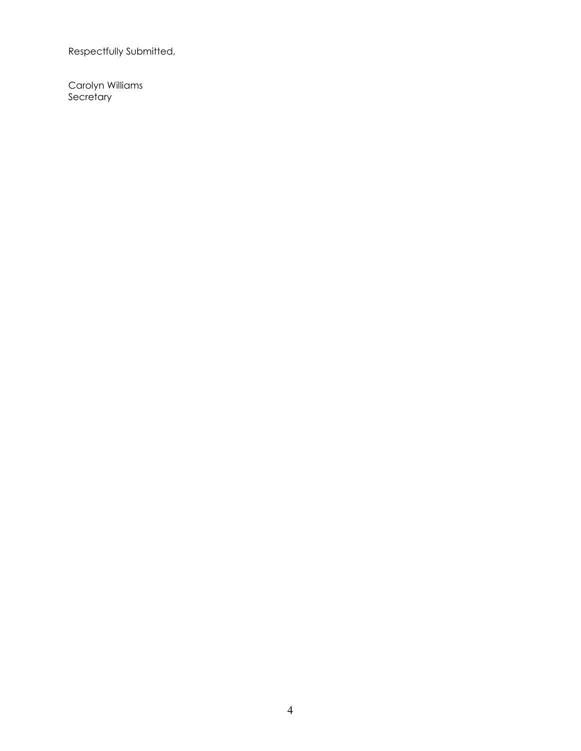Respectfully Submitted,

Carolyn Williams
Secretary